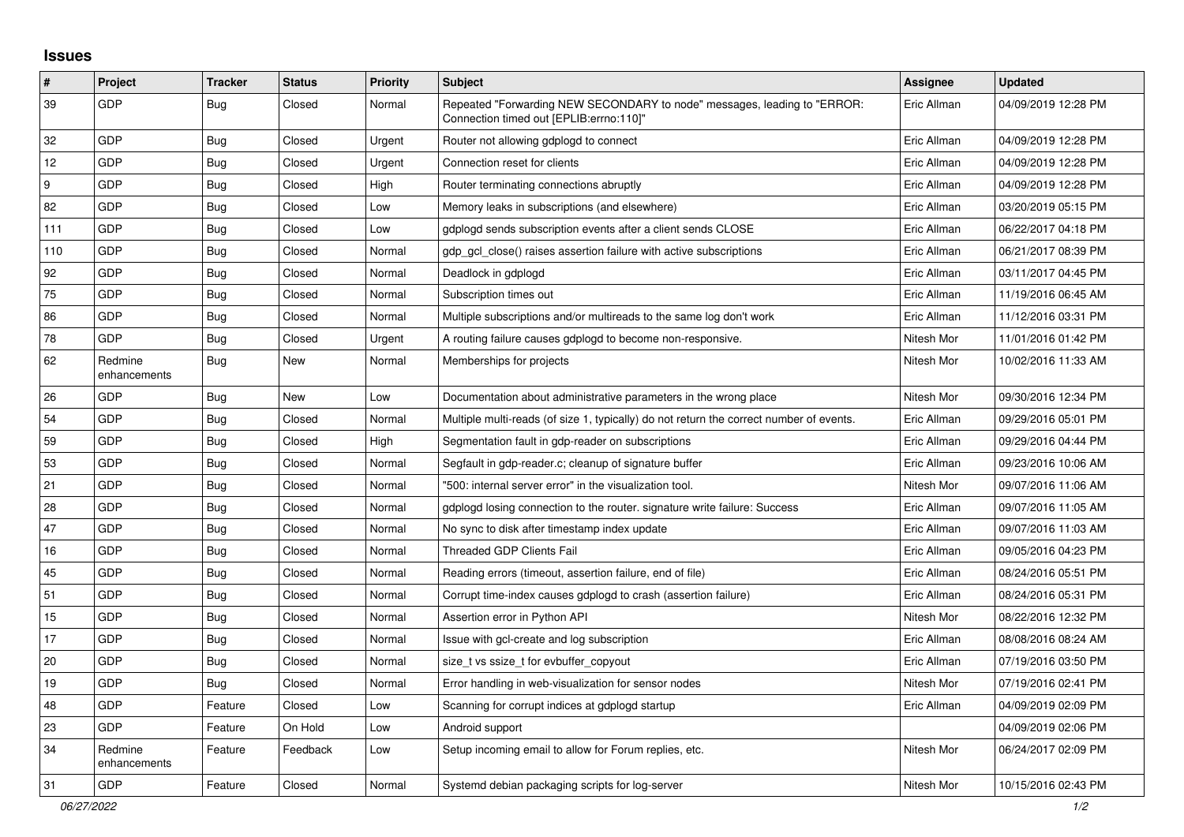## Issues

| # | Project | Tracker | Status | Priority | Subject | Assignee | Updated |
|---|---|---|---|---|---|---|---|
| 39 | GDP | Bug | Closed | Normal | Repeated "Forwarding NEW SECONDARY to node" messages, leading to "ERROR: Connection timed out [EPLIB:errno:110]" | Eric Allman | 04/09/2019 12:28 PM |
| 32 | GDP | Bug | Closed | Urgent | Router not allowing gdplogd to connect | Eric Allman | 04/09/2019 12:28 PM |
| 12 | GDP | Bug | Closed | Urgent | Connection reset for clients | Eric Allman | 04/09/2019 12:28 PM |
| 9 | GDP | Bug | Closed | High | Router terminating connections abruptly | Eric Allman | 04/09/2019 12:28 PM |
| 82 | GDP | Bug | Closed | Low | Memory leaks in subscriptions (and elsewhere) | Eric Allman | 03/20/2019 05:15 PM |
| 111 | GDP | Bug | Closed | Low | gdplogd sends subscription events after a client sends CLOSE | Eric Allman | 06/22/2017 04:18 PM |
| 110 | GDP | Bug | Closed | Normal | gdp_gcl_close() raises assertion failure with active subscriptions | Eric Allman | 06/21/2017 08:39 PM |
| 92 | GDP | Bug | Closed | Normal | Deadlock in gdplogd | Eric Allman | 03/11/2017 04:45 PM |
| 75 | GDP | Bug | Closed | Normal | Subscription times out | Eric Allman | 11/19/2016 06:45 AM |
| 86 | GDP | Bug | Closed | Normal | Multiple subscriptions and/or multireads to the same log don't work | Eric Allman | 11/12/2016 03:31 PM |
| 78 | GDP | Bug | Closed | Urgent | A routing failure causes gdplogd to become non-responsive. | Nitesh Mor | 11/01/2016 01:42 PM |
| 62 | Redmine enhancements | Bug | New | Normal | Memberships for projects | Nitesh Mor | 10/02/2016 11:33 AM |
| 26 | GDP | Bug | New | Low | Documentation about administrative parameters in the wrong place | Nitesh Mor | 09/30/2016 12:34 PM |
| 54 | GDP | Bug | Closed | Normal | Multiple multi-reads (of size 1, typically) do not return the correct number of events. | Eric Allman | 09/29/2016 05:01 PM |
| 59 | GDP | Bug | Closed | High | Segmentation fault in gdp-reader on subscriptions | Eric Allman | 09/29/2016 04:44 PM |
| 53 | GDP | Bug | Closed | Normal | Segfault in gdp-reader.c; cleanup of signature buffer | Eric Allman | 09/23/2016 10:06 AM |
| 21 | GDP | Bug | Closed | Normal | "500: internal server error" in the visualization tool. | Nitesh Mor | 09/07/2016 11:06 AM |
| 28 | GDP | Bug | Closed | Normal | gdplogd losing connection to the router. signature write failure: Success | Eric Allman | 09/07/2016 11:05 AM |
| 47 | GDP | Bug | Closed | Normal | No sync to disk after timestamp index update | Eric Allman | 09/07/2016 11:03 AM |
| 16 | GDP | Bug | Closed | Normal | Threaded GDP Clients Fail | Eric Allman | 09/05/2016 04:23 PM |
| 45 | GDP | Bug | Closed | Normal | Reading errors (timeout, assertion failure, end of file) | Eric Allman | 08/24/2016 05:51 PM |
| 51 | GDP | Bug | Closed | Normal | Corrupt time-index causes gdplogd to crash (assertion failure) | Eric Allman | 08/24/2016 05:31 PM |
| 15 | GDP | Bug | Closed | Normal | Assertion error in Python API | Nitesh Mor | 08/22/2016 12:32 PM |
| 17 | GDP | Bug | Closed | Normal | Issue with gcl-create and log subscription | Eric Allman | 08/08/2016 08:24 AM |
| 20 | GDP | Bug | Closed | Normal | size_t vs ssize_t for evbuffer_copyout | Eric Allman | 07/19/2016 03:50 PM |
| 19 | GDP | Bug | Closed | Normal | Error handling in web-visualization for sensor nodes | Nitesh Mor | 07/19/2016 02:41 PM |
| 48 | GDP | Feature | Closed | Low | Scanning for corrupt indices at gdplogd startup | Eric Allman | 04/09/2019 02:09 PM |
| 23 | GDP | Feature | On Hold | Low | Android support | | 04/09/2019 02:06 PM |
| 34 | Redmine enhancements | Feature | Feedback | Low | Setup incoming email to allow for Forum replies, etc. | Nitesh Mor | 06/24/2017 02:09 PM |
| 31 | GDP | Feature | Closed | Normal | Systemd debian packaging scripts for log-server | Nitesh Mor | 10/15/2016 02:43 PM |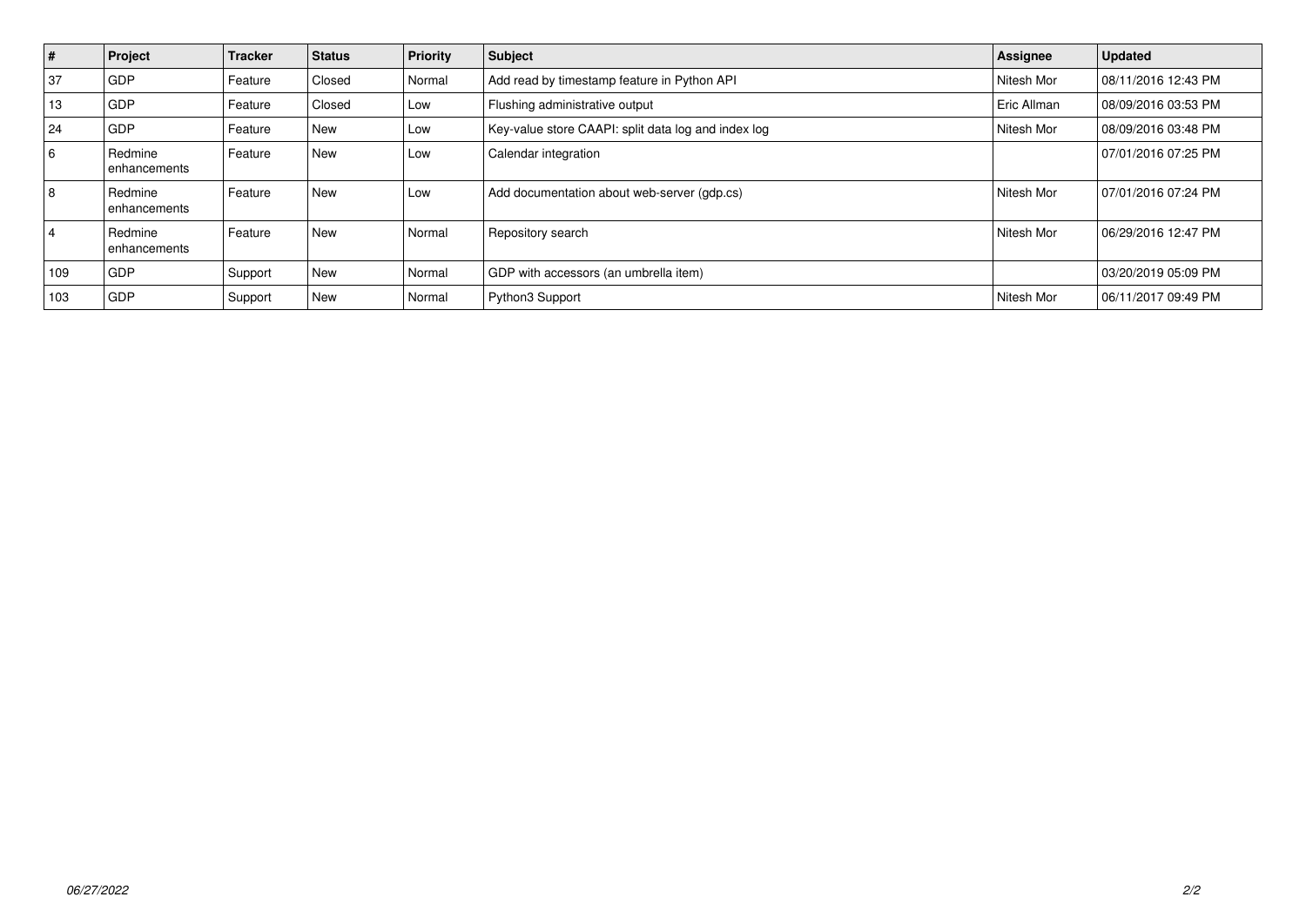| # | Project | Tracker | Status | Priority | Subject | Assignee | Updated |
|---|---|---|---|---|---|---|---|
| 37 | GDP | Feature | Closed | Normal | Add read by timestamp feature in Python API | Nitesh Mor | 08/11/2016 12:43 PM |
| 13 | GDP | Feature | Closed | Low | Flushing administrative output | Eric Allman | 08/09/2016 03:53 PM |
| 24 | GDP | Feature | New | Low | Key-value store CAAPI: split data log and index log | Nitesh Mor | 08/09/2016 03:48 PM |
| 6 | Redmine enhancements | Feature | New | Low | Calendar integration | | 07/01/2016 07:25 PM |
| 8 | Redmine enhancements | Feature | New | Low | Add documentation about web-server (gdp.cs) | Nitesh Mor | 07/01/2016 07:24 PM |
| 4 | Redmine enhancements | Feature | New | Normal | Repository search | Nitesh Mor | 06/29/2016 12:47 PM |
| 109 | GDP | Support | New | Normal | GDP with accessors (an umbrella item) | | 03/20/2019 05:09 PM |
| 103 | GDP | Support | New | Normal | Python3 Support | Nitesh Mor | 06/11/2017 09:49 PM |